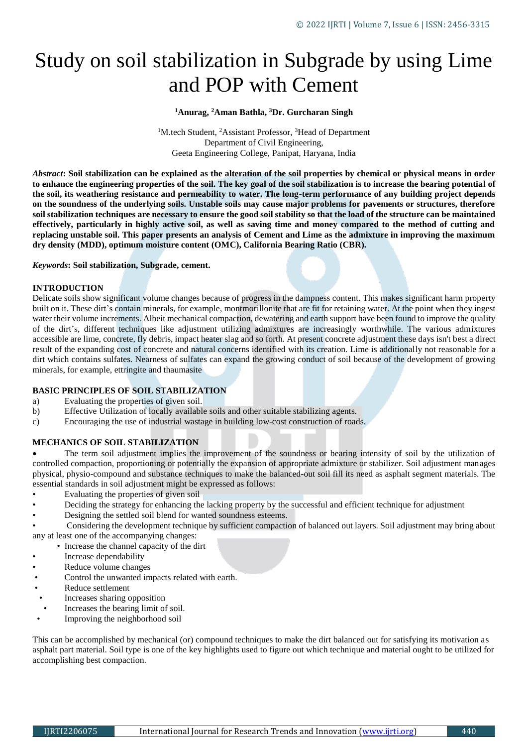# Study on soil stabilization in Subgrade by using Lime and POP with Cement

**[1]Anurag, [2]Aman Bathla, [3]Dr. Gurcharan Singh**

[1]M.tech Student, [2]Assistant Professor, [3]Head of Department
Department of Civil Engineering,
Geeta Engineering College, Panipat, Haryana, India

***Abstract*: Soil stabilization can be explained as the alteration of the soil properties by chemical or physical means in order to enhance the engineering properties of the soil. The key goal of the soil stabilization is to increase the bearing potential of the soil, its weathering resistance and permeability to water. The long-term performance of any building project depends on the soundness of the underlying soils. Unstable soils may cause major problems for pavements or structures, therefore soil stabilization techniques are necessary to ensure the good soil stability so that the load of the structure can be maintained effectively, particularly in highly active soil, as well as saving time and money compared to the method of cutting and replacing unstable soil. This paper presents an analysis of Cement and Lime as the admixture in improving the maximum dry density (MDD), optimum moisture content (OMC), California Bearing Ratio (CBR).**

***Keywords*: Soil stabilization, Subgrade, cement.**

## INTRODUCTION

Delicate soils show significant volume changes because of progress in the dampness content. This makes significant harm property built on it. These dirt's contain minerals, for example, montmorillonite that are fit for retaining water. At the point when they ingest water their volume increments. Albeit mechanical compaction, dewatering and earth support have been found to improve the quality of the dirt's, different techniques like adjustment utilizing admixtures are increasingly worthwhile. The various admixtures accessible are lime, concrete, fly debris, impact heater slag and so forth. At present concrete adjustment these days isn't best a direct result of the expanding cost of concrete and natural concerns identified with its creation. Lime is additionally not reasonable for a dirt which contains sulfates. Nearness of sulfates can expand the growing conduct of soil because of the development of growing minerals, for example, ettringite and thaumasite

## BASIC PRINCIPLES OF SOIL STABILIZATION

a) Evaluating the properties of given soil.
b) Effective Utilization of locally available soils and other suitable stabilizing agents.
c) Encouraging the use of industrial wastage in building low-cost construction of roads.

## MECHANICS OF SOIL STABILIZATION

- The term soil adjustment implies the improvement of the soundness or bearing intensity of soil by the utilization of controlled compaction, proportioning or potentially the expansion of appropriate admixture or stabilizer. Soil adjustment manages physical, physio-compound and substance techniques to make the balanced-out soil fill its need as asphalt segment materials. The essential standards in soil adjustment might be expressed as follows:

- Evaluating the properties of given soil
- Deciding the strategy for enhancing the lacking property by the successful and efficient technique for adjustment
- Designing the settled soil blend for wanted soundness esteems.
- Considering the development technique by sufficient compaction of balanced out layers. Soil adjustment may bring about any at least one of the accompanying changes:
- Increase the channel capacity of the dirt
- Increase dependability
- Reduce volume changes
- Control the unwanted impacts related with earth.
- Reduce settlement
- Increases sharing opposition
- Increases the bearing limit of soil.
- Improving the neighborhood soil

This can be accomplished by mechanical (or) compound techniques to make the dirt balanced out for satisfying its motivation as asphalt part material. Soil type is one of the key highlights used to figure out which technique and material ought to be utilized for accomplishing best compaction.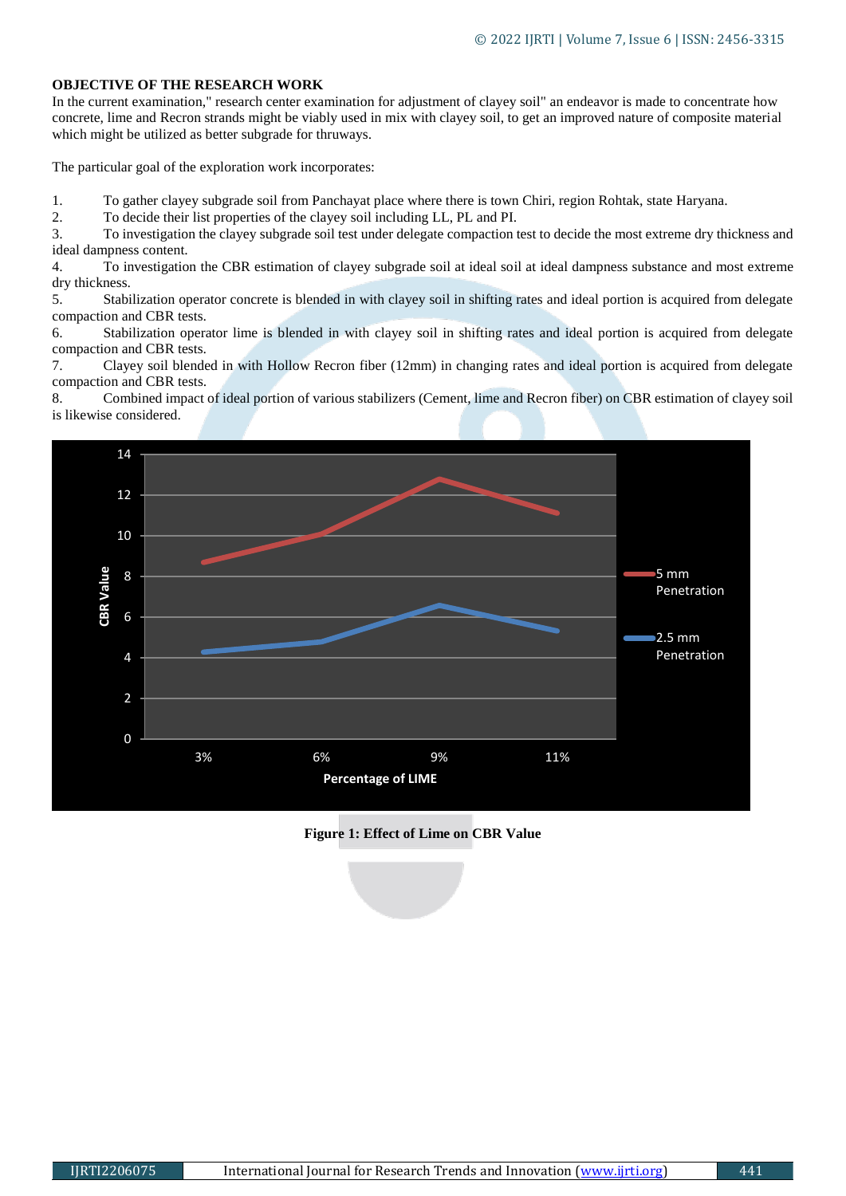**OBJECTIVE OF THE RESEARCH WORK**

In the current examination," research center examination for adjustment of clayey soil" an endeavor is made to concentrate how concrete, lime and Recron strands might be viably used in mix with clayey soil, to get an improved nature of composite material which might be utilized as better subgrade for thruways.

The particular goal of the exploration work incorporates:

1. To gather clayey subgrade soil from Panchayat place where there is town Chiri, region Rohtak, state Haryana.
2. To decide their list properties of the clayey soil including LL, PL and PI.
3. To investigation the clayey subgrade soil test under delegate compaction test to decide the most extreme dry thickness and ideal dampness content.
4. To investigation the CBR estimation of clayey subgrade soil at ideal soil at ideal dampness substance and most extreme dry thickness.
5. Stabilization operator concrete is blended in with clayey soil in shifting rates and ideal portion is acquired from delegate compaction and CBR tests.
6. Stabilization operator lime is blended in with clayey soil in shifting rates and ideal portion is acquired from delegate compaction and CBR tests.
7. Clayey soil blended in with Hollow Recron fiber (12mm) in changing rates and ideal portion is acquired from delegate compaction and CBR tests.
8. Combined impact of ideal portion of various stabilizers (Cement, lime and Recron fiber) on CBR estimation of clayey soil is likewise considered.

**Figure 1: Effect of Lime on CBR Value**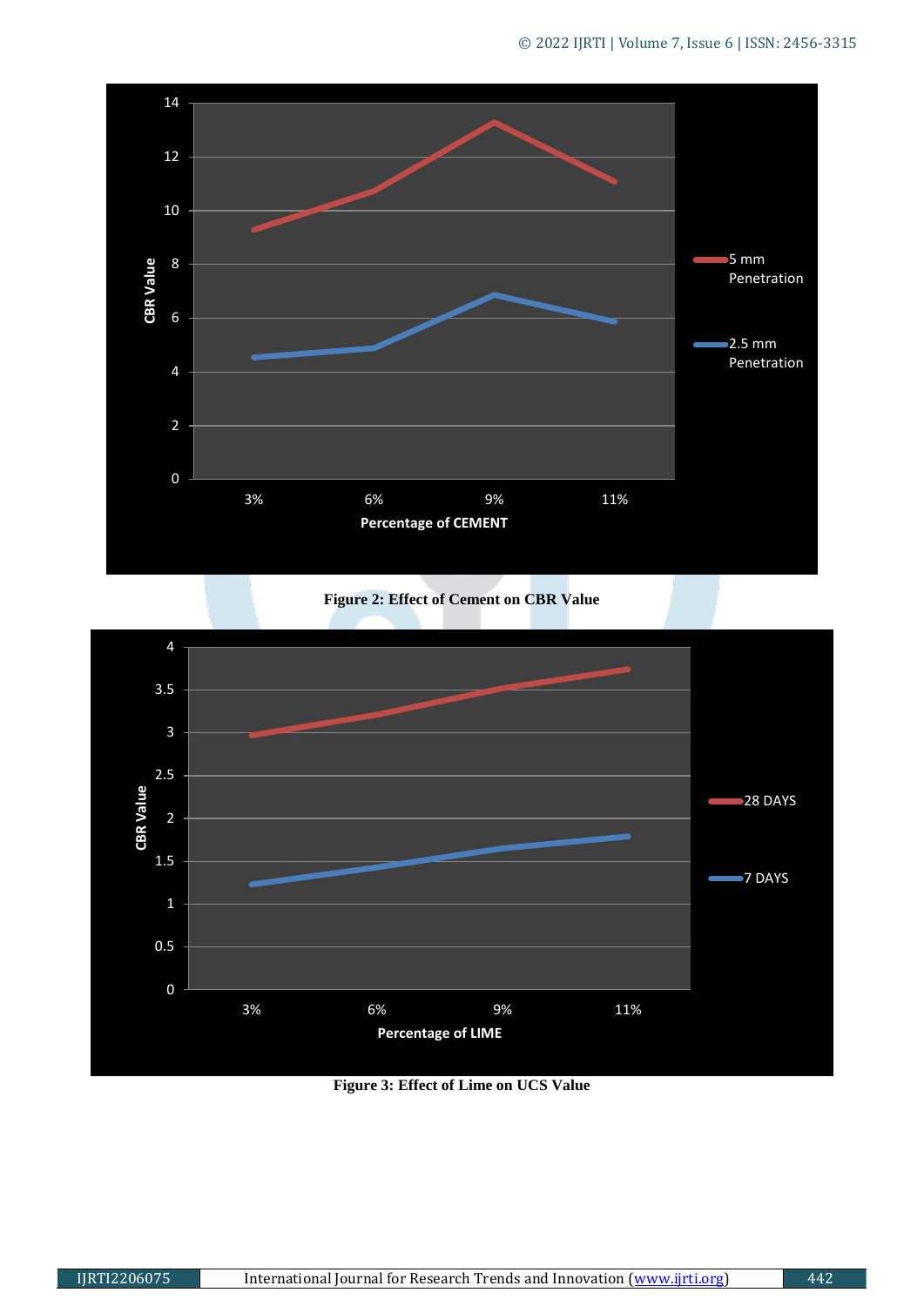Figure 2: Effect of Cement on CBR Value

Figure 3: Effect of Lime on UCS Value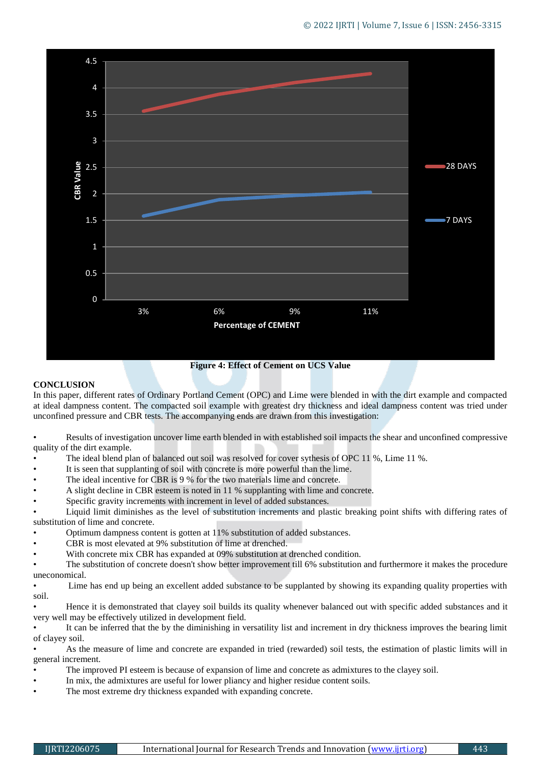Figure 4: Effect of Cement on UCS Value

## CONCLUSION

In this paper, different rates of Ordinary Portland Cement (OPC) and Lime were blended in with the dirt example and compacted at ideal dampness content. The compacted soil example with greatest dry thickness and ideal dampness content was tried under unconfined pressure and CBR tests. The accompanying ends are drawn from this investigation:

- Results of investigation uncover lime earth blended in with established soil impacts the shear and unconfined compressive quality of the dirt example.
- The ideal blend plan of balanced out soil was resolved for cover sythesis of OPC 11 %, Lime 11 %.
- It is seen that supplanting of soil with concrete is more powerful than the lime.
- The ideal incentive for CBR is 9 % for the two materials lime and concrete.
- A slight decline in CBR esteem is noted in 11 % supplanting with lime and concrete.
- Specific gravity increments with increment in level of added substances.
- Liquid limit diminishes as the level of substitution increments and plastic breaking point shifts with differing rates of substitution of lime and concrete.
- Optimum dampness content is gotten at 11% substitution of added substances.
- CBR is most elevated at 9% substitution of lime at drenched.
- With concrete mix CBR has expanded at 09% substitution at drenched condition.
- The substitution of concrete doesn't show better improvement till 6% substitution and furthermore it makes the procedure uneconomical.
- Lime has end up being an excellent added substance to be supplanted by showing its expanding quality properties with soil.
- Hence it is demonstrated that clayey soil builds its quality whenever balanced out with specific added substances and it very well may be effectively utilized in development field.
- It can be inferred that the by the diminishing in versatility list and increment in dry thickness improves the bearing limit of clayey soil.
- As the measure of lime and concrete are expanded in tried (rewarded) soil tests, the estimation of plastic limits will in general increment.
- The improved PI esteem is because of expansion of lime and concrete as admixtures to the clayey soil.
- In mix, the admixtures are useful for lower pliancy and higher residue content soils.
- The most extreme dry thickness expanded with expanding concrete.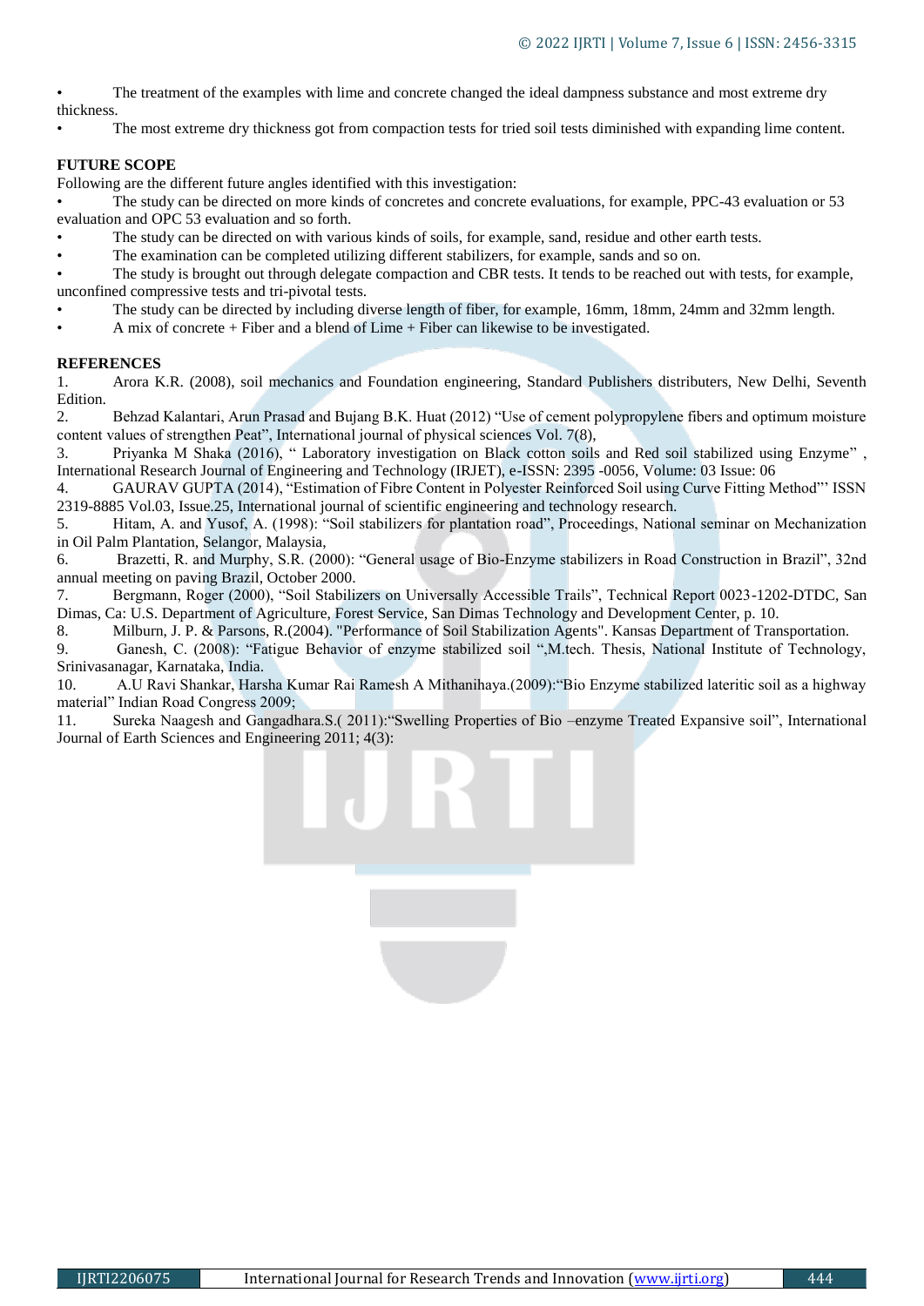- The treatment of the examples with lime and concrete changed the ideal dampness substance and most extreme dry thickness.
- The most extreme dry thickness got from compaction tests for tried soil tests diminished with expanding lime content.

## FUTURE SCOPE

Following are the different future angles identified with this investigation:

- The study can be directed on more kinds of concretes and concrete evaluations, for example, PPC-43 evaluation or 53 evaluation and OPC 53 evaluation and so forth.
- The study can be directed on with various kinds of soils, for example, sand, residue and other earth tests.
- The examination can be completed utilizing different stabilizers, for example, sands and so on.
- The study is brought out through delegate compaction and CBR tests. It tends to be reached out with tests, for example, unconfined compressive tests and tri-pivotal tests.
- The study can be directed by including diverse length of fiber, for example, 16mm, 18mm, 24mm and 32mm length.
- A mix of concrete + Fiber and a blend of Lime + Fiber can likewise to be investigated.

## REFERENCES

1. Arora K.R. (2008), soil mechanics and Foundation engineering, Standard Publishers distributers, New Delhi, Seventh Edition.
2. Behzad Kalantari, Arun Prasad and Bujang B.K. Huat (2012) "Use of cement polypropylene fibers and optimum moisture content values of strengthen Peat", International journal of physical sciences Vol. 7(8),
3. Priyanka M Shaka (2016), " Laboratory investigation on Black cotton soils and Red soil stabilized using Enzyme" , International Research Journal of Engineering and Technology (IRJET), e-ISSN: 2395 -0056, Volume: 03 Issue: 06
4. GAURAV GUPTA (2014), "Estimation of Fibre Content in Polyester Reinforced Soil using Curve Fitting Method"' ISSN 2319-8885 Vol.03, Issue.25, International journal of scientific engineering and technology research.
5. Hitam, A. and Yusof, A. (1998): "Soil stabilizers for plantation road", Proceedings, National seminar on Mechanization in Oil Palm Plantation, Selangor, Malaysia,
6. Brazetti, R. and Murphy, S.R. (2000): "General usage of Bio-Enzyme stabilizers in Road Construction in Brazil", 32nd annual meeting on paving Brazil, October 2000.
7. Bergmann, Roger (2000), "Soil Stabilizers on Universally Accessible Trails", Technical Report 0023-1202-DTDC, San Dimas, Ca: U.S. Department of Agriculture, Forest Service, San Dimas Technology and Development Center, p. 10.
8. Milburn, J. P. & Parsons, R.(2004). "Performance of Soil Stabilization Agents". Kansas Department of Transportation.
9. Ganesh, C. (2008): "Fatigue Behavior of enzyme stabilized soil ",M.tech. Thesis, National Institute of Technology, Srinivasanagar, Karnataka, India.
10. A.U Ravi Shankar, Harsha Kumar Rai Ramesh A Mithanihaya.(2009):"Bio Enzyme stabilized lateritic soil as a highway material" Indian Road Congress 2009;
11. Sureka Naagesh and Gangadhara.S.( 2011):"Swelling Properties of Bio –enzyme Treated Expansive soil", International Journal of Earth Sciences and Engineering 2011; 4(3):